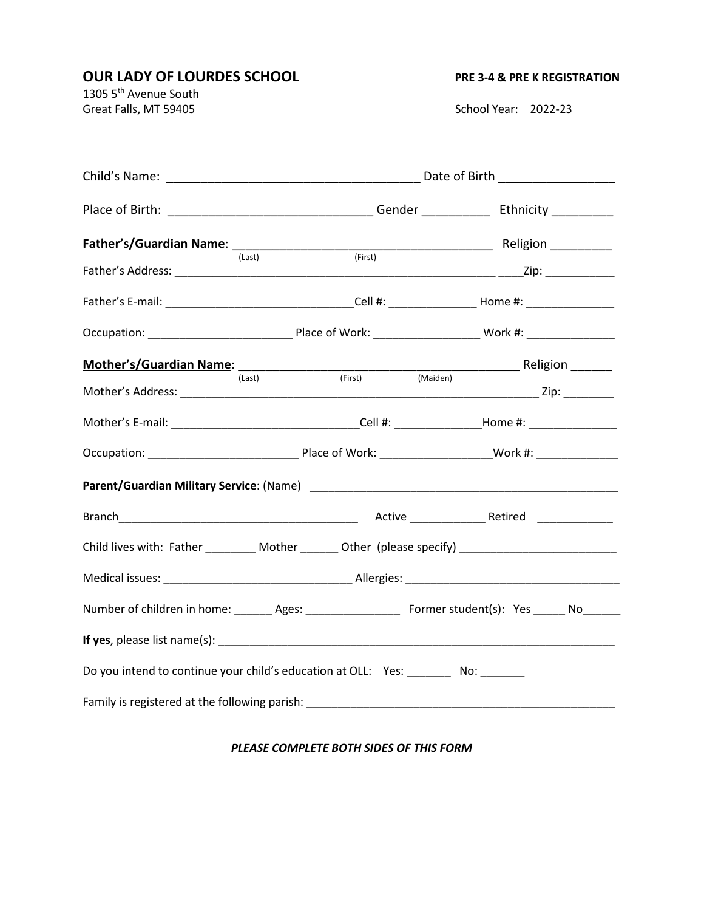**OUR LADY OF LOURDES SCHOOL**

1305 5th Avenue South
Great Falls, MT 59405

**PRE 3-4 & PRE K REGISTRATION**

School Year: 2022-23

Child's Name: ____________________________________ Date of Birth ________________

Place of Birth: _____________________________ Gender __________ Ethnicity _________

**Father's/Guardian Name**: _____________________________________ Religion _________
(Last) (First)

Father's Address: ______________________________________________ ____Zip: ___________

Father's E-mail: _____________________________Cell #: ______________ Home #: ______________

Occupation: ______________________ Place of Work: ________________ Work #: ______________

**Mother's/Guardian Name**: ________________________________________ Religion ______
(Last) (First) (Maiden)

Mother's Address: ______________________________________________________ Zip: ________

Mother's E-mail: _____________________________Cell #: ______________Home #: ______________

Occupation: _______________________ Place of Work: _________________Work #: _____________

**Parent/Guardian Military Service**: (Name) _______________________________________________

Branch_____________________________________ Active ____________ Retired ____________

Child lives with: Father ________ Mother ______ Other (please specify) ________________________

Medical issues: ______________________________ Allergies: __________________________________

Number of children in home: ______ Ages: _______________ Former student(s): Yes _____ No______

**If yes**, please list name(s): _________________________________________________________________

Do you intend to continue your child's education at OLL: Yes: _______ No: _______

Family is registered at the following parish: __________________________________________________

***PLEASE COMPLETE BOTH SIDES OF THIS FORM***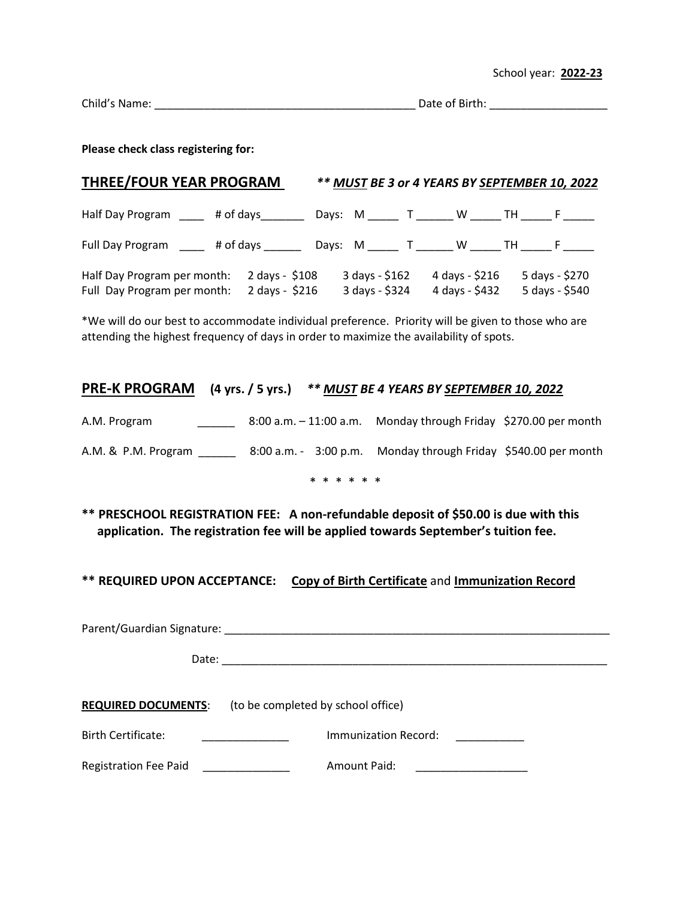School year: **2022-23**

Child's Name: ___________________________________________ Date of Birth: ___________________

**Please check class registering for:**

## THREE/FOUR YEAR PROGRAM *** MUST BE 3 or 4 YEARS BY SEPTEMBER 10, 2022*

Half Day Program ____ # of days_______ Days: M _____ T ______ W _____ TH _____ F _____

Full Day Program ____ # of days ______ Days: M _____ T ______ W _____ TH _____ F _____

| | | | | |
|---|---|---|---|---|
| Half Day Program per month: | 2 days - $108 | 3 days - $162 | 4 days - $216 | 5 days - $270 |
| Full Day Program per month: | 2 days - $216 | 3 days - $324 | 4 days - $432 | 5 days - $540 |

*We will do our best to accommodate individual preference. Priority will be given to those who are attending the highest frequency of days in order to maximize the availability of spots.

## PRE-K PROGRAM (4 yrs. / 5 yrs.) *** MUST BE 4 YEARS BY SEPTEMBER 10, 2022*

A.M. Program ______ 8:00 a.m. – 11:00 a.m. Monday through Friday $270.00 per month

A.M. & P.M. Program ______ 8:00 a.m. - 3:00 p.m. Monday through Friday $540.00 per month

\* \* \* \* \* \*

**** PRESCHOOL REGISTRATION FEE: A non-refundable deposit of $50.00 is due with this application. The registration fee will be applied towards September's tuition fee.**

**** REQUIRED UPON ACCEPTANCE: Copy of Birth Certificate and Immunization Record**

Parent/Guardian Signature: _______________________________________________________________

Date: _______________________________________________________________

**REQUIRED DOCUMENTS**: (to be completed by school office)

Birth Certificate: ______________ Immunization Record: ___________

Registration Fee Paid ______________ Amount Paid: __________________